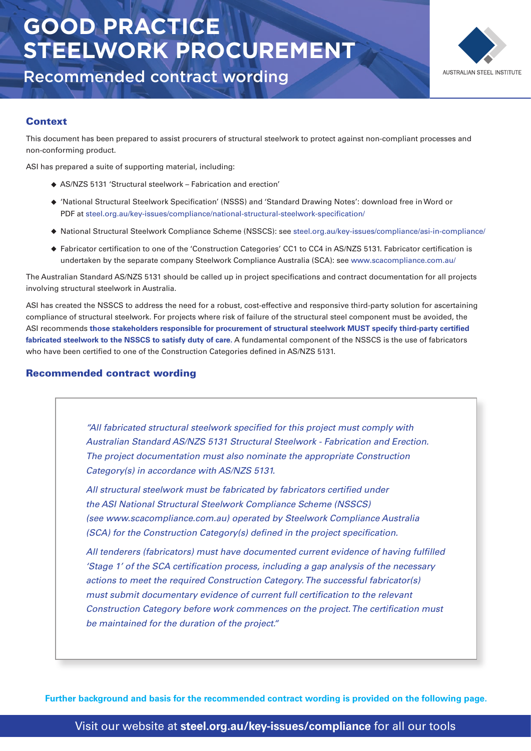# GOOD PRACTICE STEELWORK PROCUREMENT

## Recommended contract wording

AUSTRALIAN STEEL INSTITUTE

### Context

This document has been prepared to assist procurers of structural steelwork to protect against non-compliant processes and non-conforming product.

ASI has prepared a suite of supporting material, including:

- AS/NZS 5131 'Structural steelwork – Fabrication and erection'
- 'National Structural Steelwork Specification' (NSSS) and 'Standard Drawing Notes': download free in Word or PDF at steel.org.au/key-issues/compliance/national-structural-steelwork-specification/
- National Structural Steelwork Compliance Scheme (NSSCS): see steel.org.au/key-issues/compliance/asi-in-compliance/
- Fabricator certification to one of the 'Construction Categories' CC1 to CC4 in AS/NZS 5131. Fabricator certification is undertaken by the separate company Steelwork Compliance Australia (SCA): see www.scacompliance.com.au/

The Australian Standard AS/NZS 5131 should be called up in project specifications and contract documentation for all projects involving structural steelwork in Australia.

ASI has created the NSSCS to address the need for a robust, cost-effective and responsive third-party solution for ascertaining compliance of structural steelwork. For projects where risk of failure of the structural steel component must be avoided, the ASI recommends **those stakeholders responsible for procurement of structural steelwork MUST specify third-party certified fabricated steelwork to the NSSCS to satisfy duty of care.** A fundamental component of the NSSCS is the use of fabricators who have been certified to one of the Construction Categories defined in AS/NZS 5131.

### Recommended contract wording

> *"All fabricated structural steelwork specified for this project must comply with Australian Standard AS/NZS 5131 Structural Steelwork - Fabrication and Erection. The project documentation must also nominate the appropriate Construction Category(s) in accordance with AS/NZS 5131.*
>
> *All structural steelwork must be fabricated by fabricators certified under the ASI National Structural Steelwork Compliance Scheme (NSSCS) (see www.scacompliance.com.au) operated by Steelwork Compliance Australia (SCA) for the Construction Category(s) defined in the project specification.*
>
> *All tenderers (fabricators) must have documented current evidence of having fulfilled 'Stage 1' of the SCA certification process, including a gap analysis of the necessary actions to meet the required Construction Category. The successful fabricator(s) must submit documentary evidence of current full certification to the relevant Construction Category before work commences on the project. The certification must be maintained for the duration of the project."*

**Further background and basis for the recommended contract wording is provided on the following page.**

Visit our website at **steel.org.au/key-issues/compliance** for all our tools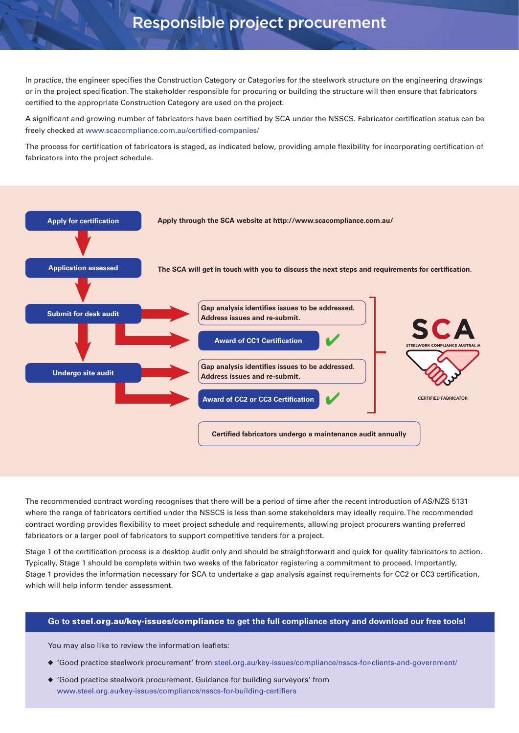# Responsible project procurement

In practice, the engineer specifies the Construction Category or Categories for the steelwork structure on the engineering drawings or in the project specification. The stakeholder responsible for procuring or building the structure will then ensure that fabricators certified to the appropriate Construction Category are used on the project.

A significant and growing number of fabricators have been certified by SCA under the NSSCS. Fabricator certification status can be freely checked at www.scacompliance.com.au/certified-companies/

The process for certification of fabricators is staged, as indicated below, providing ample flexibility for incorporating certification of fabricators into the project schedule.

**Apply for certification**

Apply through the SCA website at http://www.scacompliance.com.au/

**Application assessed**

The SCA will get in touch with you to discuss the next steps and requirements for certification.

**Submit for desk audit**

- Gap analysis identifies issues to be addressed. Address issues and re-submit.
- Award of CC1 Certification ✔

**Undergo site audit**

- Gap analysis identifies issues to be addressed. Address issues and re-submit.
- Award of CC2 or CC3 Certification ✔

SCA
STEELWORK COMPLIANCE AUSTRALIA
CERTIFIED FABRICATOR

Certified fabricators undergo a maintenance audit annually

The recommended contract wording recognises that there will be a period of time after the recent introduction of AS/NZS 5131 where the range of fabricators certified under the NSSCS is less than some stakeholders may ideally require. The recommended contract wording provides flexibility to meet project schedule and requirements, allowing project procurers wanting preferred fabricators or a larger pool of fabricators to support competitive tenders for a project.

Stage 1 of the certification process is a desktop audit only and should be straightforward and quick for quality fabricators to action. Typically, Stage 1 should be complete within two weeks of the fabricator registering a commitment to proceed. Importantly, Stage 1 provides the information necessary for SCA to undertake a gap analysis against requirements for CC2 or CC3 certification, which will help inform tender assessment.

**Go to steel.org.au/key-issues/compliance to get the full compliance story and download our free tools!**

You may also like to review the information leaflets:

- ‘Good practice steelwork procurement’ from steel.org.au/key-issues/compliance/nsscs-for-clients-and-government/
- ‘Good practice steelwork procurement. Guidance for building surveyors’ from www.steel.org.au/key-issues/compliance/nsscs-for-building-certifiers